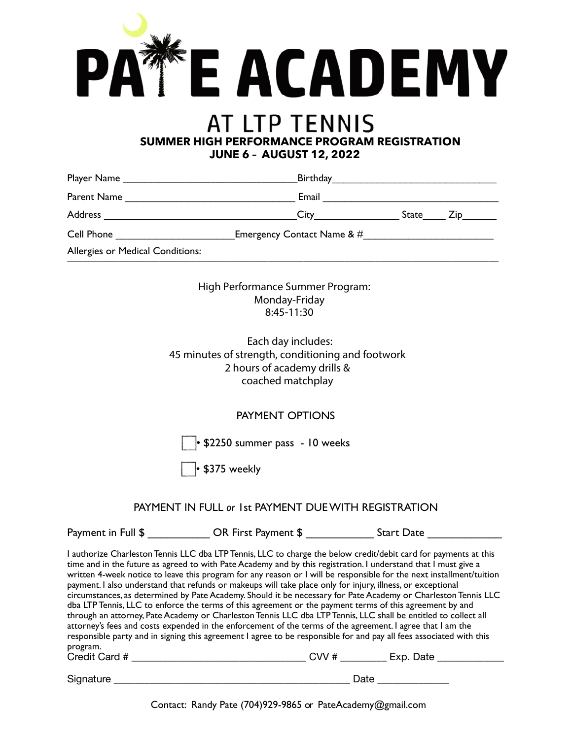# PATE ACADEMY

## AT LTP TENNIS

**SUMMER HIGH PERFORMANCE PROGRAM REGISTRATION**
**JUNE 6 – AUGUST 12, 2022**

Player Name ________________________________Birthday______________________________

Parent Name _______________________________ Email ________________________________

Address __________________________________City_______________ State____ Zip______

Cell Phone _____________________Emergency Contact Name & #_______________________

Allergies or Medical Conditions: ___________________________________________________

High Performance Summer Program:
Monday-Friday
8:45-11:30

Each day includes:
45 minutes of strength, conditioning and footwork
2 hours of academy drills &
coached matchplay

PAYMENT OPTIONS

- ☐ • $2250 summer pass - 10 weeks
- ☐ • $375 weekly

PAYMENT IN FULL *or* 1st PAYMENT DUE WITH REGISTRATION

Payment in Full $ __________ OR First Payment $ ___________ Start Date ____________

I authorize Charleston Tennis LLC dba LTP Tennis, LLC to charge the below credit/debit card for payments at this time and in the future as agreed to with Pate Academy and by this registration. I understand that I must give a written 4-week notice to leave this program for any reason or I will be responsible for the next installment/tuition payment. I also understand that refunds or makeups will take place only for injury, illness, or exceptional circumstances, as determined by Pate Academy. Should it be necessary for Pate Academy or Charleston Tennis LLC dba LTP Tennis, LLC to enforce the terms of this agreement or the payment terms of this agreement by and through an attorney, Pate Academy or Charleston Tennis LLC dba LTP Tennis, LLC shall be entitled to collect all attorney's fees and costs expended in the enforcement of the terms of the agreement. I agree that I am the responsible party and in signing this agreement I agree to be responsible for and pay all fees associated with this program.

Credit Card # ______________________________ CVV # ________ Exp. Date ____________

Signature __________________________________________ Date ____________

Contact: Randy Pate (704)929-9865 or PateAcademy@gmail.com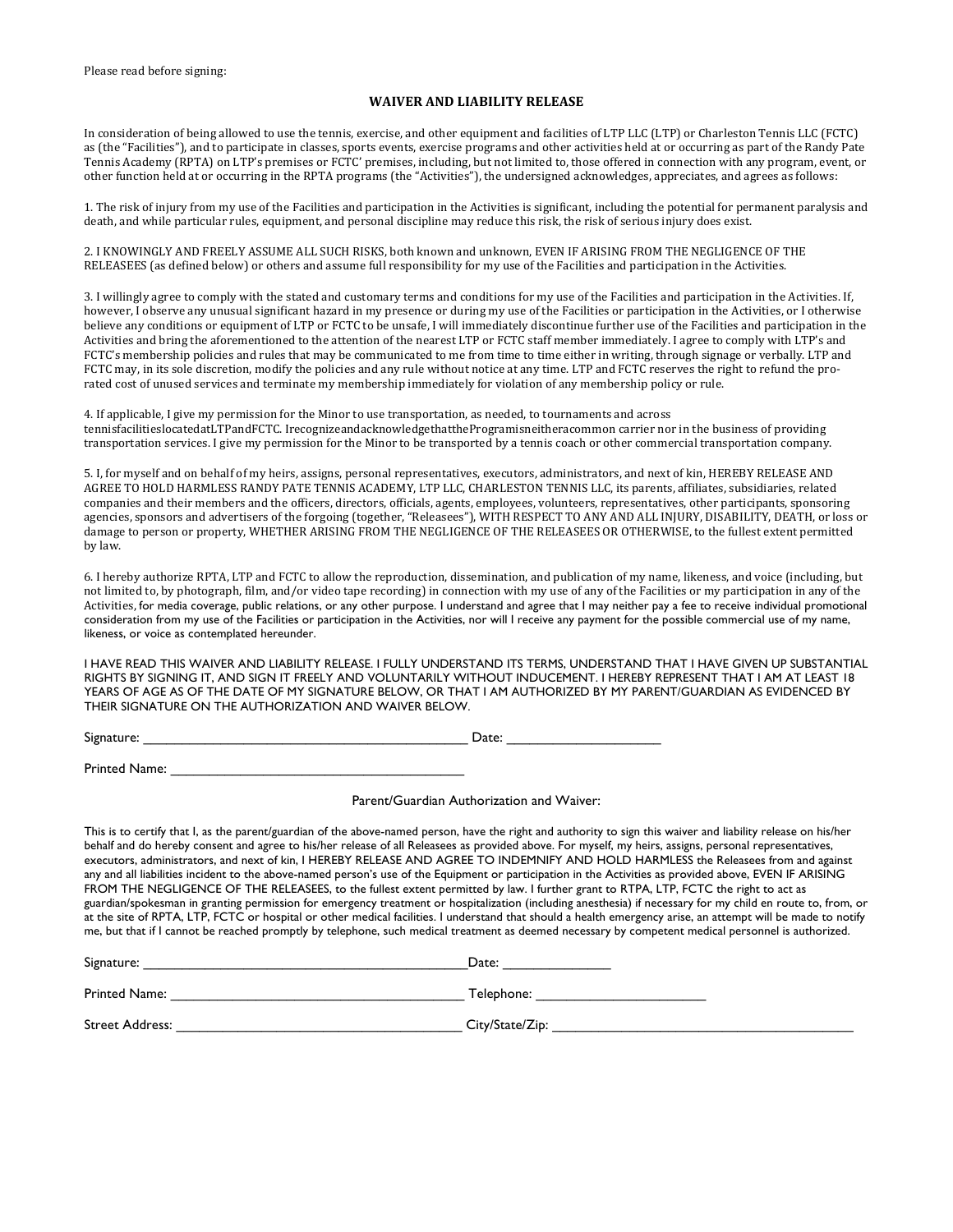Please read before signing:

**WAIVER AND LIABILITY RELEASE**

In consideration of being allowed to use the tennis, exercise, and other equipment and facilities of LTP LLC (LTP) or Charleston Tennis LLC (FCTC) as (the "Facilities"), and to participate in classes, sports events, exercise programs and other activities held at or occurring as part of the Randy Pate Tennis Academy (RPTA) on LTP's premises or FCTC' premises, including, but not limited to, those offered in connection with any program, event, or other function held at or occurring in the RPTA programs (the "Activities"), the undersigned acknowledges, appreciates, and agrees as follows:

1. The risk of injury from my use of the Facilities and participation in the Activities is significant, including the potential for permanent paralysis and death, and while particular rules, equipment, and personal discipline may reduce this risk, the risk of serious injury does exist.

2. I KNOWINGLY AND FREELY ASSUME ALL SUCH RISKS, both known and unknown, EVEN IF ARISING FROM THE NEGLIGENCE OF THE RELEASEES (as defined below) or others and assume full responsibility for my use of the Facilities and participation in the Activities.

3. I willingly agree to comply with the stated and customary terms and conditions for my use of the Facilities and participation in the Activities. If, however, I observe any unusual significant hazard in my presence or during my use of the Facilities or participation in the Activities, or I otherwise believe any conditions or equipment of LTP or FCTC to be unsafe, I will immediately discontinue further use of the Facilities and participation in the Activities and bring the aforementioned to the attention of the nearest LTP or FCTC staff member immediately. I agree to comply with LTP's and FCTC's membership policies and rules that may be communicated to me from time to time either in writing, through signage or verbally. LTP and FCTC may, in its sole discretion, modify the policies and any rule without notice at any time. LTP and FCTC reserves the right to refund the pro-rated cost of unused services and terminate my membership immediately for violation of any membership policy or rule.

4. If applicable, I give my permission for the Minor to use transportation, as needed, to tournaments and across tennisfacilitieslocatedatLTPandFCTC. IrecognizeandacknowledgethattheProgramisneitheracommon carrier nor in the business of providing transportation services. I give my permission for the Minor to be transported by a tennis coach or other commercial transportation company.

5. I, for myself and on behalf of my heirs, assigns, personal representatives, executors, administrators, and next of kin, HEREBY RELEASE AND AGREE TO HOLD HARMLESS RANDY PATE TENNIS ACADEMY, LTP LLC, CHARLESTON TENNIS LLC, its parents, affiliates, subsidiaries, related companies and their members and the officers, directors, officials, agents, employees, volunteers, representatives, other participants, sponsoring agencies, sponsors and advertisers of the forgoing (together, "Releasees"), WITH RESPECT TO ANY AND ALL INJURY, DISABILITY, DEATH, or loss or damage to person or property, WHETHER ARISING FROM THE NEGLIGENCE OF THE RELEASEES OR OTHERWISE, to the fullest extent permitted by law.

6. I hereby authorize RPTA, LTP and FCTC to allow the reproduction, dissemination, and publication of my name, likeness, and voice (including, but not limited to, by photograph, film, and/or video tape recording) in connection with my use of any of the Facilities or my participation in any of the Activities, for media coverage, public relations, or any other purpose. I understand and agree that I may neither pay a fee to receive individual promotional consideration from my use of the Facilities or participation in the Activities, nor will I receive any payment for the possible commercial use of my name, likeness, or voice as contemplated hereunder.

I HAVE READ THIS WAIVER AND LIABILITY RELEASE. I FULLY UNDERSTAND ITS TERMS, UNDERSTAND THAT I HAVE GIVEN UP SUBSTANTIAL RIGHTS BY SIGNING IT, AND SIGN IT FREELY AND VOLUNTARILY WITHOUT INDUCEMENT. I HEREBY REPRESENT THAT I AM AT LEAST 18 YEARS OF AGE AS OF THE DATE OF MY SIGNATURE BELOW, OR THAT I AM AUTHORIZED BY MY PARENT/GUARDIAN AS EVIDENCED BY THEIR SIGNATURE ON THE AUTHORIZATION AND WAIVER BELOW.

Signature: _______________________________________________ Date: ______________________

Printed Name: __________________________________________

Parent/Guardian Authorization and Waiver:

This is to certify that I, as the parent/guardian of the above-named person, have the right and authority to sign this waiver and liability release on his/her behalf and do hereby consent and agree to his/her release of all Releasees as provided above. For myself, my heirs, assigns, personal representatives, executors, administrators, and next of kin, I HEREBY RELEASE AND AGREE TO INDEMNIFY AND HOLD HARMLESS the Releasees from and against any and all liabilities incident to the above-named person's use of the Equipment or participation in the Activities as provided above, EVEN IF ARISING FROM THE NEGLIGENCE OF THE RELEASEES, to the fullest extent permitted by law. I further grant to RTPA, LTP, FCTC the right to act as guardian/spokesman in granting permission for emergency treatment or hospitalization (including anesthesia) if necessary for my child en route to, from, or at the site of RPTA, LTP, FCTC or hospital or other medical facilities. I understand that should a health emergency arise, an attempt will be made to notify me, but that if I cannot be reached promptly by telephone, such medical treatment as deemed necessary by competent medical personnel is authorized.

Signature: _______________________________________________Date: ________________

Printed Name: __________________________________________ Telephone: ________________________

Street Address: ________________________________________ City/State/Zip: ___________________________________________